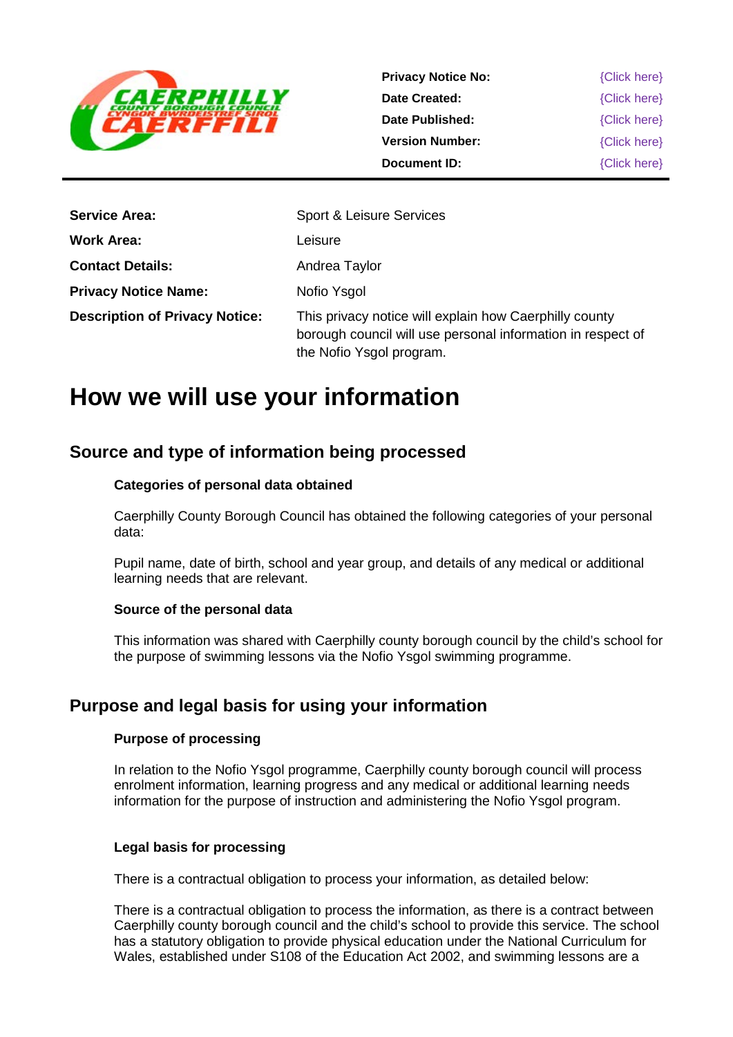| | |
|---|---|
| **Privacy Notice No:** | {Click here} |
| **Date Created:** | {Click here} |
| **Date Published:** | {Click here} |
| **Version Number:** | {Click here} |
| **Document ID:** | {Click here} |

| | |
|---|---|
| **Service Area:** | Sport & Leisure Services |
| **Work Area:** | Leisure |
| **Contact Details:** | Andrea Taylor |
| **Privacy Notice Name:** | Nofio Ysgol |
| **Description of Privacy Notice:** | This privacy notice will explain how Caerphilly county borough council will use personal information in respect of the Nofio Ysgol program. |

# How we will use your information

## Source and type of information being processed

### Categories of personal data obtained

Caerphilly County Borough Council has obtained the following categories of your personal data:

Pupil name, date of birth, school and year group, and details of any medical or additional learning needs that are relevant.

### Source of the personal data

This information was shared with Caerphilly county borough council by the child's school for the purpose of swimming lessons via the Nofio Ysgol swimming programme.

## Purpose and legal basis for using your information

### Purpose of processing

In relation to the Nofio Ysgol programme, Caerphilly county borough council will process enrolment information, learning progress and any medical or additional learning needs information for the purpose of instruction and administering the Nofio Ysgol program.

### Legal basis for processing

There is a contractual obligation to process your information, as detailed below:

There is a contractual obligation to process the information, as there is a contract between Caerphilly county borough council and the child's school to provide this service. The school has a statutory obligation to provide physical education under the National Curriculum for Wales, established under S108 of the Education Act 2002, and swimming lessons are a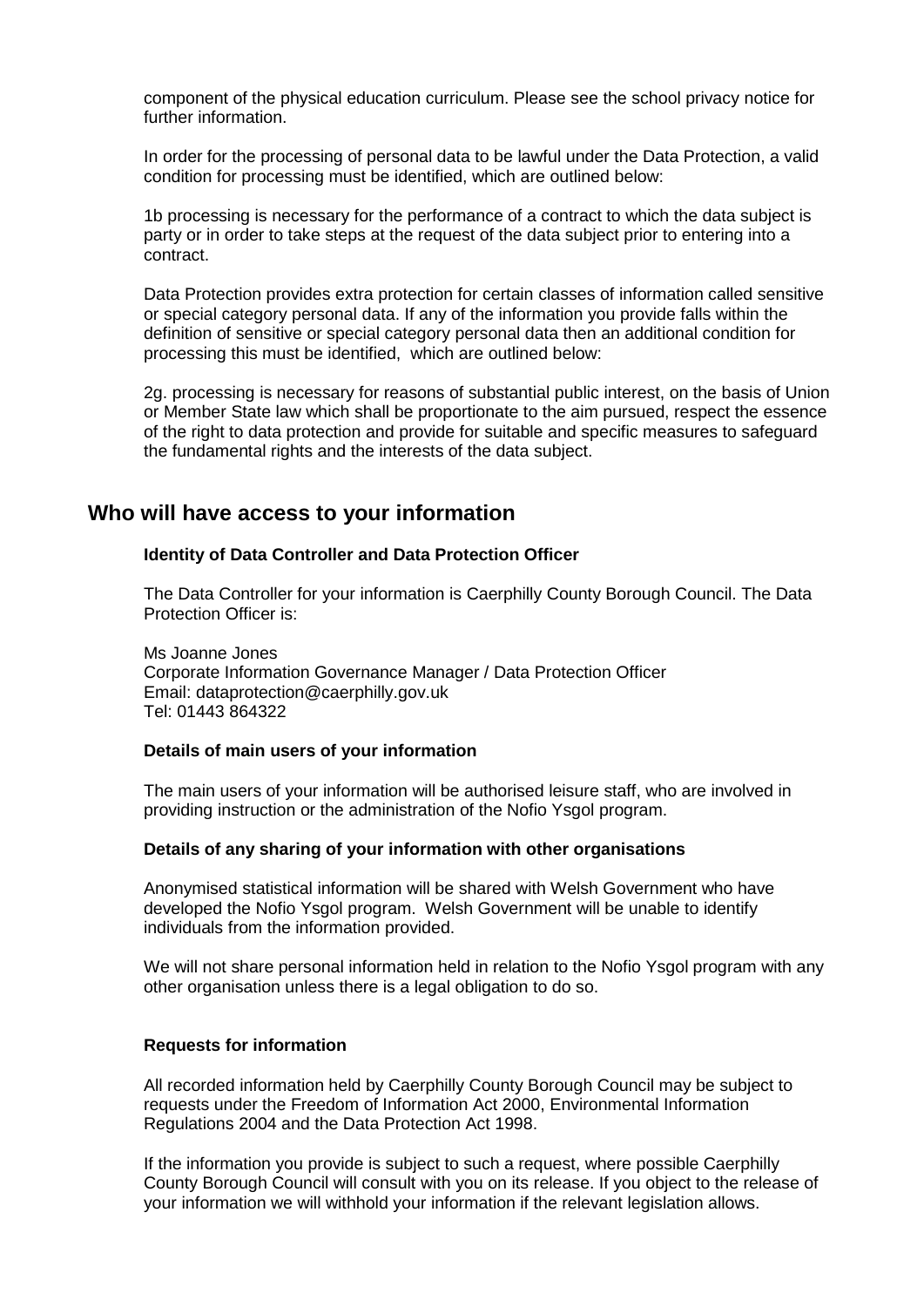component of the physical education curriculum. Please see the school privacy notice for further information.

In order for the processing of personal data to be lawful under the Data Protection, a valid condition for processing must be identified, which are outlined below:

1b processing is necessary for the performance of a contract to which the data subject is party or in order to take steps at the request of the data subject prior to entering into a contract.

Data Protection provides extra protection for certain classes of information called sensitive or special category personal data. If any of the information you provide falls within the definition of sensitive or special category personal data then an additional condition for processing this must be identified, which are outlined below:

2g. processing is necessary for reasons of substantial public interest, on the basis of Union or Member State law which shall be proportionate to the aim pursued, respect the essence of the right to data protection and provide for suitable and specific measures to safeguard the fundamental rights and the interests of the data subject.

## Who will have access to your information

### Identity of Data Controller and Data Protection Officer

The Data Controller for your information is Caerphilly County Borough Council. The Data Protection Officer is:

Ms Joanne Jones
Corporate Information Governance Manager / Data Protection Officer
Email: dataprotection@caerphilly.gov.uk
Tel: 01443 864322

### Details of main users of your information

The main users of your information will be authorised leisure staff, who are involved in providing instruction or the administration of the Nofio Ysgol program.

### Details of any sharing of your information with other organisations

Anonymised statistical information will be shared with Welsh Government who have developed the Nofio Ysgol program. Welsh Government will be unable to identify individuals from the information provided.

We will not share personal information held in relation to the Nofio Ysgol program with any other organisation unless there is a legal obligation to do so.

### Requests for information

All recorded information held by Caerphilly County Borough Council may be subject to requests under the Freedom of Information Act 2000, Environmental Information Regulations 2004 and the Data Protection Act 1998.

If the information you provide is subject to such a request, where possible Caerphilly County Borough Council will consult with you on its release. If you object to the release of your information we will withhold your information if the relevant legislation allows.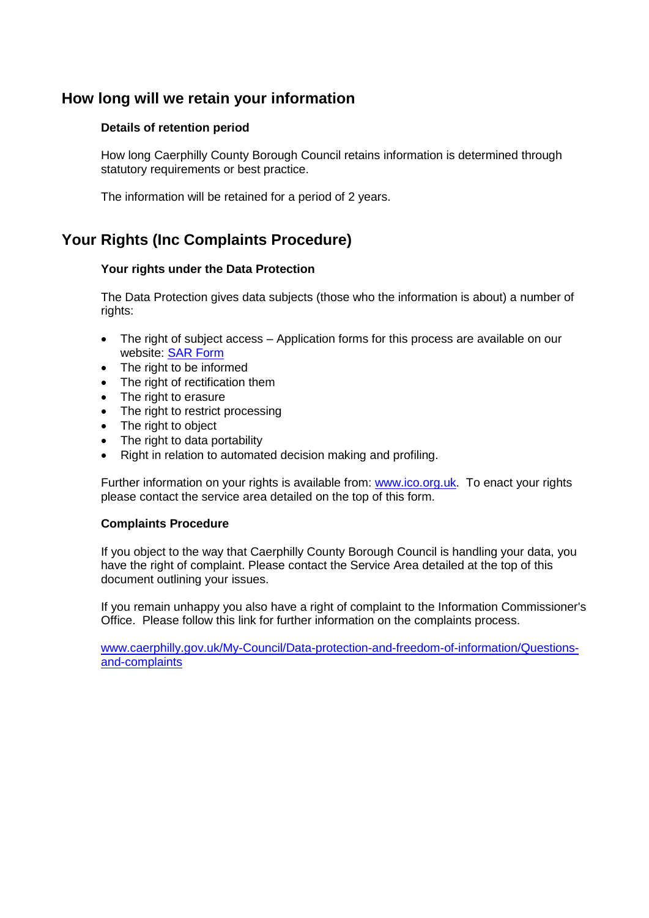## How long will we retain your information

**Details of retention period**

How long Caerphilly County Borough Council retains information is determined through statutory requirements or best practice.

The information will be retained for a period of 2 years.

## Your Rights (Inc Complaints Procedure)

**Your rights under the Data Protection**

The Data Protection gives data subjects (those who the information is about) a number of rights:

- The right of subject access – Application forms for this process are available on our website: [SAR Form]
- The right to be informed
- The right of rectification them
- The right to erasure
- The right to restrict processing
- The right to object
- The right to data portability
- Right in relation to automated decision making and profiling.

Further information on your rights is available from: www.ico.org.uk. To enact your rights please contact the service area detailed on the top of this form.

**Complaints Procedure**

If you object to the way that Caerphilly County Borough Council is handling your data, you have the right of complaint. Please contact the Service Area detailed at the top of this document outlining your issues.

If you remain unhappy you also have a right of complaint to the Information Commissioner's Office. Please follow this link for further information on the complaints process.

www.caerphilly.gov.uk/My-Council/Data-protection-and-freedom-of-information/Questions-and-complaints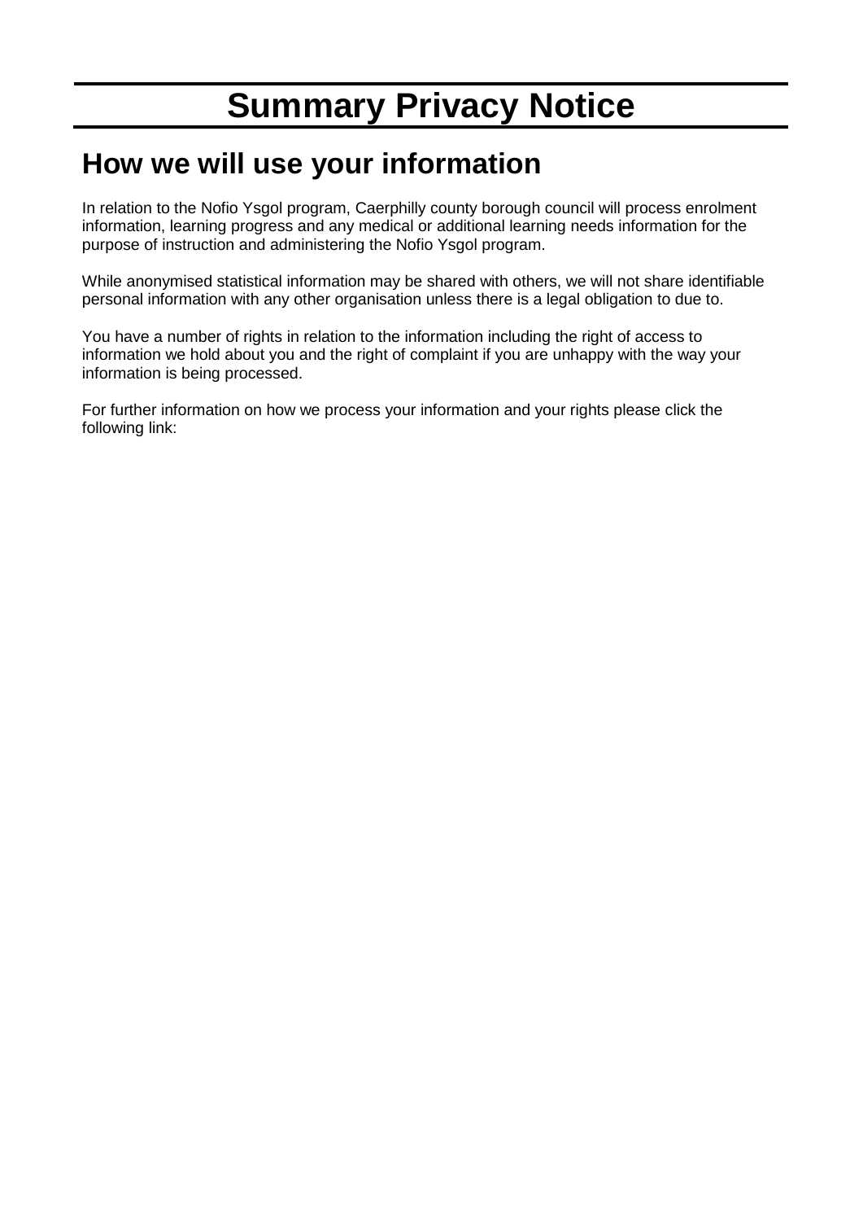# Summary Privacy Notice

## How we will use your information

In relation to the Nofio Ysgol program, Caerphilly county borough council will process enrolment information, learning progress and any medical or additional learning needs information for the purpose of instruction and administering the Nofio Ysgol program.

While anonymised statistical information may be shared with others, we will not share identifiable personal information with any other organisation unless there is a legal obligation to due to.

You have a number of rights in relation to the information including the right of access to information we hold about you and the right of complaint if you are unhappy with the way your information is being processed.

For further information on how we process your information and your rights please click the following link: